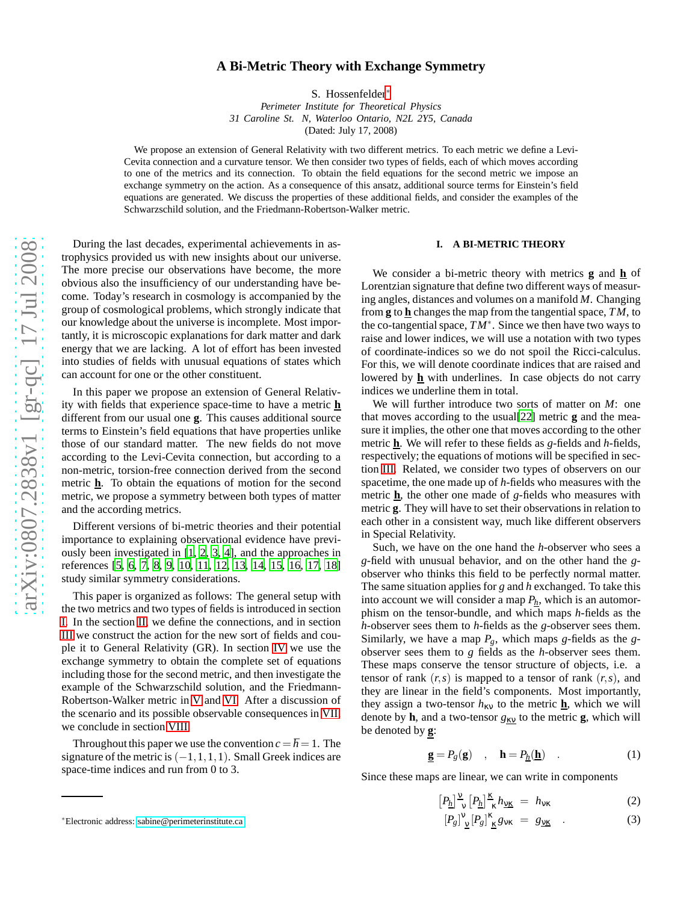# A Bi-Metric Theory with Exchange Symmetry

S. Hossenfelder*

*Perimeter Institute for Theoretical Physics*
*31 Caroline St. N, Waterloo Ontario, N2L 2Y5, Canada*
(Dated: July 17, 2008)

We propose an extension of General Relativity with two different metrics. To each metric we define a Levi-Cevita connection and a curvature tensor. We then consider two types of fields, each of which moves according to one of the metrics and its connection. To obtain the field equations for the second metric we impose an exchange symmetry on the action. As a consequence of this ansatz, additional source terms for Einstein's field equations are generated. We discuss the properties of these additional fields, and consider the examples of the Schwarzschild solution, and the Friedmann-Robertson-Walker metric.

During the last decades, experimental achievements in astrophysics provided us with new insights about our universe. The more precise our observations have become, the more obvious also the insufficiency of our understanding have become. Today's research in cosmology is accompanied by the group of cosmological problems, which strongly indicate that our knowledge about the universe is incomplete. Most importantly, it is microscopic explanations for dark matter and dark energy that we are lacking. A lot of effort has been invested into studies of fields with unusual equations of states which can account for one or the other constituent.

In this paper we propose an extension of General Relativity with fields that experience space-time to have a metric $\underline{\mathbf{h}}$ different from our usual one $\mathbf{g}$. This causes additional source terms to Einstein's field equations that have properties unlike those of our standard matter. The new fields do not move according to the Levi-Cevita connection, but according to a non-metric, torsion-free connection derived from the second metric $\underline{\mathbf{h}}$. To obtain the equations of motion for the second metric, we propose a symmetry between both types of matter and the according metrics.

Different versions of bi-metric theories and their potential importance to explaining observational evidence have previously been investigated in [1, 2, 3, 4], and the approaches in references [5, 6, 7, 8, 9, 10, 11, 12, 13, 14, 15, 16, 17, 18] study similar symmetry considerations.

This paper is organized as follows: The general setup with the two metrics and two types of fields is introduced in section I. In the section II, we define the connections, and in section III we construct the action for the new sort of fields and couple it to General Relativity (GR). In section IV we use the exchange symmetry to obtain the complete set of equations including those for the second metric, and then investigate the example of the Schwarzschild solution, and the Friedmann-Robertson-Walker metric in V and VI. After a discussion of the scenario and its possible observable consequences in VII, we conclude in section VIII.

Throughout this paper we use the convention $c=\hbar=1$. The signature of the metric is $(-1,1,1,1)$. Small Greek indices are space-time indices and run from 0 to 3.

## I. A BI-METRIC THEORY

We consider a bi-metric theory with metrics $\mathbf{g}$ and $\underline{\mathbf{h}}$ of Lorentzian signature that define two different ways of measuring angles, distances and volumes on a manifold $M$. Changing from $\mathbf{g}$ to $\underline{\mathbf{h}}$ changes the map from the tangential space, $TM$, to the co-tangential space, $TM^*$. Since we then have two ways to raise and lower indices, we will use a notation with two types of coordinate-indices so we do not spoil the Ricci-calculus. For this, we will denote coordinate indices that are raised and lowered by $\underline{\mathbf{h}}$ with underlines. In case objects do not carry indices we underline them in total.

We will further introduce two sorts of matter on $M$: one that moves according to the usual[22] metric $\mathbf{g}$ and the measure it implies, the other one that moves according to the other metric $\underline{\mathbf{h}}$. We will refer to these fields as $g$-fields and $h$-fields, respectively; the equations of motions will be specified in section III. Related, we consider two types of observers on our spacetime, the one made up of $h$-fields who measures with the metric $\underline{\mathbf{h}}$, the other one made of $g$-fields who measures with metric $\mathbf{g}$. They will have to set their observations in relation to each other in a consistent way, much like different observers in Special Relativity.

Such, we have on the one hand the $h$-observer who sees a $g$-field with unusual behavior, and on the other hand the $g$-observer who thinks this field to be perfectly normal matter. The same situation applies for $g$ and $h$ exchanged. To take this into account we will consider a map $P_{\underline{h}}$, which is an automorphism on the tensor-bundle, and which maps $h$-fields as the $h$-observer sees them to $h$-fields as the $g$-observer sees them. Similarly, we have a map $P_g$, which maps $g$-fields as the $g$-observer sees them to $g$ fields as the $h$-observer sees them. These maps conserve the tensor structure of objects, i.e. a tensor of rank $(r,s)$ is mapped to a tensor of rank $(r,s)$, and they are linear in the field's components. Most importantly, they assign a two-tensor $h_{\kappa\nu}$ to the metric $\underline{\mathbf{h}}$, which we will denote by $\mathbf{h}$, and a two-tensor $g_{\underline{\kappa\nu}}$ to the metric $\mathbf{g}$, which will be denoted by $\underline{\mathbf{g}}$:

$$\underline{\mathbf{g}} = P_g(\mathbf{g}) \quad , \quad \mathbf{h} = P_{\underline{h}}(\underline{\mathbf{h}}) \quad . \tag{1}$$

Since these maps are linear, we can write in components

$$[P_{\underline{h}}]^{\underline{\nu}}_{\ \nu} [P_{\underline{h}}]^{\underline{\kappa}}_{\ \kappa} h_{\underline{\nu\kappa}} = h_{\nu\kappa} \tag{2}$$

$$[P_g]^{\nu}_{\ \underline{\nu}} [P_g]^{\kappa}_{\ \underline{\kappa}} g_{\nu\kappa} = g_{\underline{\nu\kappa}} \quad . \tag{3}$$

*Electronic address: sabine@perimeterinstitute.ca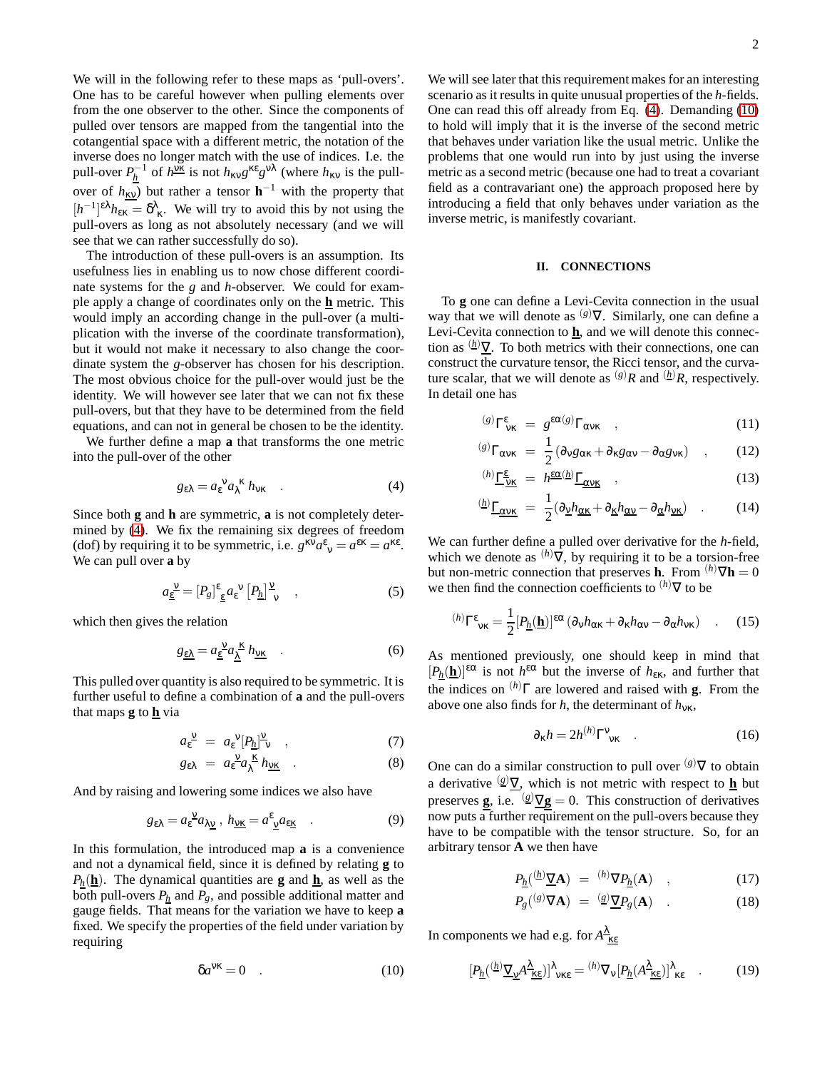We will in the following refer to these maps as 'pull-overs'. One has to be careful however when pulling elements over from the one observer to the other. Since the components of pulled over tensors are mapped from the tangential into the cotangential space with a different metric, the notation of the inverse does no longer match with the use of indices. I.e. the pull-over $P^{-1}_{\underline{h}}$ of $h^{\underline{\nu\kappa}}$ is not $h_{\kappa\nu}g^{\kappa\varepsilon}g^{\nu\lambda}$ (where $h_{\kappa\nu}$ is the pull-over of $h_{\underline{\kappa\nu}}$) but rather a tensor $\mathbf{h}^{-1}$ with the property that $[h^{-1}]^{\varepsilon\lambda}h_{\varepsilon\kappa} = \delta^{\lambda}_{\ \kappa}$. We will try to avoid this by not using the pull-overs as long as not absolutely necessary (and we will see that we can rather successfully do so).

The introduction of these pull-overs is an assumption. Its usefulness lies in enabling us to now chose different coordinate systems for the $g$ and $h$-observer. We could for example apply a change of coordinates only on the $\underline{\mathbf{h}}$ metric. This would imply an according change in the pull-over (a multiplication with the inverse of the coordinate transformation), but it would not make it necessary to also change the coordinate system the $g$-observer has chosen for his description. The most obvious choice for the pull-over would just be the identity. We will however see later that we can not fix these pull-overs, but that they have to be determined from the field equations, and can not in general be chosen to be the identity.

We further define a map $\mathbf{a}$ that transforms the one metric into the pull-over of the other

$$g_{\varepsilon\lambda} = a_{\varepsilon}^{\ \nu}a_{\lambda}^{\ \kappa}\,h_{\nu\kappa} \quad . \tag{4}$$

Since both $\mathbf{g}$ and $\mathbf{h}$ are symmetric, $\mathbf{a}$ is not completely determined by (4). We fix the remaining six degrees of freedom (dof) by requiring it to be symmetric, i.e. $g^{\kappa\nu}a^{\varepsilon}_{\ \nu} = a^{\varepsilon\kappa} = a^{\kappa\varepsilon}$. We can pull over $\mathbf{a}$ by

$$a_{\underline{\varepsilon}}^{\ \underline{\nu}} = [P_g]^{\varepsilon}_{\ \underline{\varepsilon}}\,a_{\varepsilon}^{\ \nu}\,[P_{\underline{h}}]^{\underline{\nu}}_{\ \nu} \quad , \tag{5}$$

which then gives the relation

$$g_{\underline{\varepsilon\lambda}} = a_{\underline{\varepsilon}}^{\ \underline{\nu}}a_{\underline{\lambda}}^{\ \underline{\kappa}}\,h_{\underline{\nu\kappa}} \quad . \tag{6}$$

This pulled over quantity is also required to be symmetric. It is further useful to define a combination of $\mathbf{a}$ and the pull-overs that maps $\mathbf{g}$ to $\underline{\mathbf{h}}$ via

$$a_{\varepsilon}^{\ \underline{\nu}} = a_{\varepsilon}^{\ \nu}[P_{\underline{h}}]^{\underline{\nu}}_{\ \nu} \quad , \tag{7}$$

$$g_{\varepsilon\lambda} = a_{\varepsilon}^{\ \underline{\nu}}a_{\lambda}^{\ \underline{\kappa}}\,h_{\underline{\nu\kappa}} \quad . \tag{8}$$

And by raising and lowering some indices we also have

$$g_{\varepsilon\lambda} = a_{\varepsilon}^{\ \underline{\nu}}a_{\lambda\underline{\nu}}\,,\; h_{\underline{\nu\kappa}} = a^{\varepsilon}_{\ \underline{\nu}}a_{\varepsilon\underline{\kappa}} \quad . \tag{9}$$

In this formulation, the introduced map $\mathbf{a}$ is a convenience and not a dynamical field, since it is defined by relating $\mathbf{g}$ to $P_{\underline{h}}(\underline{\mathbf{h}})$. The dynamical quantities are $\mathbf{g}$ and $\underline{\mathbf{h}}$, as well as the both pull-overs $P_{\underline{h}}$ and $P_g$, and possible additional matter and gauge fields. That means for the variation we have to keep $\mathbf{a}$ fixed. We specify the properties of the field under variation by requiring

$$\delta a^{\nu\kappa} = 0 \quad . \tag{10}$$

We will see later that this requirement makes for an interesting scenario as it results in quite unusual properties of the $h$-fields. One can read this off already from Eq. (4). Demanding (10) to hold will imply that it is the inverse of the second metric that behaves under variation like the usual metric. Unlike the problems that one would run into by just using the inverse metric as a second metric (because one had to treat a covariant field as a contravariant one) the approach proposed here by introducing a field that only behaves under variation as the inverse metric, is manifestly covariant.

## II. CONNECTIONS

To $\mathbf{g}$ one can define a Levi-Cevita connection in the usual way that we will denote as ${}^{(g)}\nabla$. Similarly, one can define a Levi-Cevita connection to $\underline{\mathbf{h}}$, and we will denote this connection as ${}^{(\underline{h})}\underline{\nabla}$. To both metrics with their connections, one can construct the curvature tensor, the Ricci tensor, and the curvature scalar, that we will denote as ${}^{(g)}R$ and ${}^{(\underline{h})}R$, respectively. In detail one has

$${}^{(g)}\Gamma^{\varepsilon}_{\ \nu\kappa} = g^{\varepsilon\alpha\,(g)}\Gamma_{\alpha\nu\kappa} \quad , \tag{11}$$

$${}^{(g)}\Gamma_{\alpha\nu\kappa} = \frac{1}{2}\left(\partial_\nu g_{\alpha\kappa} + \partial_\kappa g_{\alpha\nu} - \partial_\alpha g_{\nu\kappa}\right) \quad , \tag{12}$$

$${}^{(h)}\underline{\Gamma}^{\underline{\varepsilon}}_{\ \underline{\nu\kappa}} = h^{\underline{\varepsilon\alpha}\,(\underline{h})}\underline{\Gamma}_{\underline{\alpha\nu\kappa}} \quad , \tag{13}$$

$${}^{(\underline{h})}\underline{\Gamma}_{\underline{\alpha\nu\kappa}} = \frac{1}{2}\left(\partial_{\underline{\nu}} h_{\underline{\alpha\kappa}} + \partial_{\underline{\kappa}} h_{\underline{\alpha\nu}} - \partial_{\underline{\alpha}} h_{\underline{\nu\kappa}}\right) \quad . \tag{14}$$

We can further define a pulled over derivative for the $h$-field, which we denote as ${}^{(h)}\nabla$, by requiring it to be a torsion-free but non-metric connection that preserves $\mathbf{h}$. From ${}^{(h)}\nabla\mathbf{h} = 0$ we then find the connection coefficients to ${}^{(h)}\nabla$ to be

$${}^{(h)}\Gamma^{\varepsilon}_{\ \nu\kappa} = \frac{1}{2}[P_{\underline{h}}(\underline{\mathbf{h}})]^{\varepsilon\alpha}\left(\partial_\nu h_{\alpha\kappa} + \partial_\kappa h_{\alpha\nu} - \partial_\alpha h_{\nu\kappa}\right) \quad . \tag{15}$$

As mentioned previously, one should keep in mind that $[P_{\underline{h}}(\underline{\mathbf{h}})]^{\varepsilon\alpha}$ is not $h^{\varepsilon\alpha}$ but the inverse of $h_{\varepsilon\kappa}$, and further that the indices on ${}^{(h)}\Gamma$ are lowered and raised with $\mathbf{g}$. From the above one also finds for $h$, the determinant of $h_{\nu\kappa}$,

$$\partial_\kappa h = 2h\,{}^{(h)}\Gamma^{\nu}_{\ \nu\kappa} \quad . \tag{16}$$

One can do a similar construction to pull over ${}^{(g)}\nabla$ to obtain a derivative ${}^{(\underline{g})}\underline{\nabla}$, which is not metric with respect to $\underline{\mathbf{h}}$ but preserves $\underline{\mathbf{g}}$, i.e. ${}^{(\underline{g})}\underline{\nabla}\underline{\mathbf{g}} = 0$. This construction of derivatives now puts a further requirement on the pull-overs because they have to be compatible with the tensor structure. So, for an arbitrary tensor $\mathbf{A}$ we then have

$$P_{\underline{h}}({}^{(\underline{h})}\underline{\nabla}\mathbf{A}) = {}^{(h)}\nabla P_{\underline{h}}(\mathbf{A}) \quad , \tag{17}$$

$$P_g({}^{(g)}\nabla\mathbf{A}) = {}^{(\underline{g})}\underline{\nabla}P_g(\mathbf{A}) \quad . \tag{18}$$

In components we had e.g. for $A^{\underline{\lambda}}_{\ \underline{\kappa\varepsilon}}$

$$[P_{\underline{h}}({}^{(\underline{h})}\underline{\nabla}_{\underline{\nu}}A^{\underline{\lambda}}_{\ \underline{\kappa\varepsilon}})]^{\lambda}_{\ \nu\kappa\varepsilon} = {}^{(h)}\nabla_\nu[P_{\underline{h}}(A^{\underline{\lambda}}_{\ \underline{\kappa\varepsilon}})]^{\lambda}_{\ \kappa\varepsilon} \quad . \tag{19}$$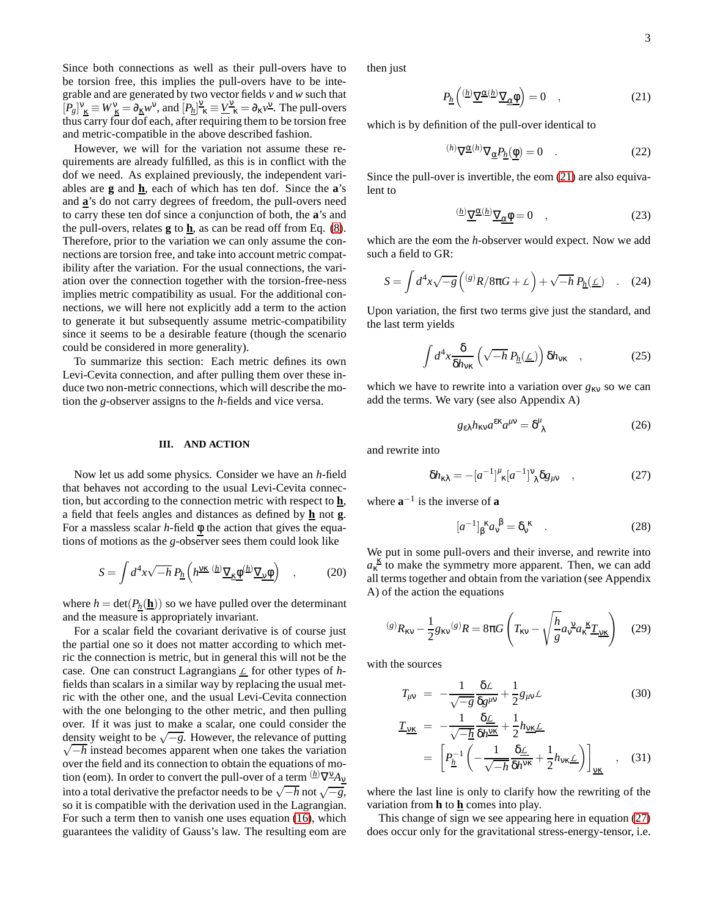Since both connections as well as their pull-overs have to be torsion free, this implies the pull-overs have to be integrable and are generated by two vector fields $v$ and $w$ such that $[P_g]^{\nu}{}_{\underline{\kappa}} \equiv W^{\nu}{}_{\underline{\kappa}} = \partial_{\underline{\kappa}} w^{\nu}$, and $[P_{\underline{h}}]^{\underline{\nu}}{}_{\kappa} \equiv \underline{V}^{\underline{\nu}}{}_{\kappa} = \partial_{\kappa} v^{\underline{\nu}}$. The pull-overs thus carry four dof each, after requiring them to be torsion free and metric-compatible in the above described fashion.

However, we will for the variation not assume these requirements are already fulfilled, as this is in conflict with the dof we need. As explained previously, the independent variables are $\mathbf{g}$ and $\underline{\mathbf{h}}$, each of which has ten dof. Since the $\mathbf{a}$'s and $\underline{\mathbf{a}}$'s do not carry degrees of freedom, the pull-overs need to carry these ten dof since a conjunction of both, the $\mathbf{a}$'s and the pull-overs, relates $\mathbf{g}$ to $\underline{\mathbf{h}}$, as can be read off from Eq. (8). Therefore, prior to the variation we can only assume the connections are torsion free, and take into account metric compatibility after the variation. For the usual connections, the variation over the connection together with the torsion-free-ness implies metric compatibility as usual. For the additional connections, we will here not explicitly add a term to the action to generate it but subsequently assume metric-compatibility since it seems to be a desirable feature (though the scenario could be considered in more generality).

To summarize this section: Each metric defines its own Levi-Civita connection, and after pulling them over these induce two non-metric connections, which will describe the motion the $g$-observer assigns to the $h$-fields and vice versa.

## III. AND ACTION

Now let us add some physics. Consider we have an $h$-field that behaves not according to the usual Levi-Civita connection, but according to the connection metric with respect to $\underline{\mathbf{h}}$, a field that feels angles and distances as defined by $\underline{\mathbf{h}}$ not $\mathbf{g}$. For a massless scalar $h$-field $\underline{\phi}$ the action that gives the equations of motions as the $g$-observer sees them could look like

$$S = \int d^4x \sqrt{-h}\, P_{\underline{h}}\left( h^{\underline{\nu\kappa}}\, {}^{(\underline{h})}\underline{\nabla}_{\underline{\kappa}} \underline{\phi}\, {}^{(\underline{h})}\underline{\nabla}_{\underline{\nu}} \underline{\phi} \right) \quad , \tag{20}$$

where $h = \det(P_{\underline{h}}(\underline{\mathbf{h}}))$ so we have pulled over the determinant and the measure is appropriately invariant.

For a scalar field the covariant derivative is of course just the partial one so it does not matter according to which metric the connection is metric, but in general this will not be the case. One can construct Lagrangians $\underline{\mathcal{L}}$ for other types of $h$-fields than scalars in a similar way by replacing the usual metric with the other one, and the usual Levi-Civita connection with the one belonging to the other metric, and then pulling over. If it was just to make a scalar, one could consider the density weight to be $\sqrt{-g}$. However, the relevance of putting $\sqrt{-h}$ instead becomes apparent when one takes the variation over the field and its connection to obtain the equations of motion (eom). In order to convert the pull-over of a term ${}^{(\underline{h})}\underline{\nabla}^{\underline{\nu}} \underline{A}_{\underline{\nu}}$ into a total derivative the prefactor needs to be $\sqrt{-h}$ not $\sqrt{-g}$, so it is compatible with the derivation used in the Lagrangian. For such a term then to vanish one uses equation (16), which guarantees the validity of Gauss's law. The resulting eom are then just

$$P_{\underline{h}}\left( {}^{(\underline{h})}\underline{\nabla}^{\underline{\alpha}}\, {}^{(\underline{h})}\underline{\nabla}_{\underline{\alpha}} \underline{\phi} \right) = 0 \quad , \tag{21}$$

which is by definition of the pull-over identical to

$$ {}^{(h)}\nabla^{\underline{\alpha}}\, {}^{(h)}\nabla_{\underline{\alpha}} P_{\underline{h}}(\underline{\phi}) = 0 \quad . \tag{22}$$

Since the pull-over is invertible, the eom (21) are also equivalent to

$$ {}^{(\underline{h})}\underline{\nabla}^{\underline{\alpha}}\, {}^{(\underline{h})}\underline{\nabla}_{\underline{\alpha}} \underline{\phi} = 0 \quad , \tag{23}$$

which are the eom the $h$-observer would expect. Now we add such a field to GR:

$$S = \int d^4x \sqrt{-g}\left( {}^{(g)}R/8\pi G + \mathcal{L} \right) + \sqrt{-h}\, P_{\underline{h}}(\underline{\mathcal{L}}) \quad . \tag{24}$$

Upon variation, the first two terms give just the standard, and the last term yields

$$\int d^4x \frac{\delta}{\delta h_{\nu\kappa}} \left( \sqrt{-h}\, P_{\underline{h}}(\underline{\mathcal{L}}) \right) \delta h_{\nu\kappa} \quad , \tag{25}$$

which we have to rewrite into a variation over $g_{\kappa\nu}$ so we can add the terms. We vary (see also Appendix A)

$$g_{\epsilon\lambda} h_{\kappa\nu} a^{\epsilon\kappa} a^{\mu\nu} = \delta^{\mu}_{\lambda} \tag{26}$$

and rewrite into

$$\delta h_{\kappa\lambda} = -[a^{-1}]^{\mu}{}_{\kappa} [a^{-1}]^{\nu}{}_{\lambda} \delta g_{\mu\nu} \quad , \tag{27}$$

where $\mathbf{a}^{-1}$ is the inverse of $\mathbf{a}$

$$[a^{-1}]_{\beta}{}^{\kappa} a_{\nu}{}^{\beta} = \delta_{\nu}{}^{\kappa} \quad . \tag{28}$$

We put in some pull-overs and their inverse, and rewrite into $a_{\kappa}{}^{\underline{\kappa}}$ to make the symmetry more apparent. Then, we can add all terms together and obtain from the variation (see Appendix A) of the action the equations

$${}^{(g)}R_{\kappa\nu} - \frac{1}{2} g_{\kappa\nu}\, {}^{(g)}R = 8\pi G \left( T_{\kappa\nu} - \sqrt{\frac{h}{g}}\, a_{\nu}{}^{\underline{\nu}} a_{\kappa}{}^{\underline{\kappa}} \underline{T}_{\underline{\nu\kappa}} \right) \tag{29}$$

with the sources

$$T_{\mu\nu} = -\frac{1}{\sqrt{-g}} \frac{\delta \mathcal{L}}{\delta g^{\mu\nu}} + \frac{1}{2} g_{\mu\nu} \mathcal{L} \tag{30}$$

$$\begin{aligned} \underline{T}_{\underline{\nu\kappa}} &= -\frac{1}{\sqrt{-\underline{h}}} \frac{\delta \underline{\mathcal{L}}}{\delta h^{\underline{\nu\kappa}}} + \frac{1}{2} h_{\underline{\nu\kappa}} \underline{\mathcal{L}} \\ &= \left[ P_{\underline{h}}^{-1} \left( -\frac{1}{\sqrt{-h}} \frac{\delta \underline{\mathcal{L}}}{\delta h^{\nu\kappa}} + \frac{1}{2} h_{\nu\kappa} \underline{\mathcal{L}} \right) \right]_{\underline{\nu\kappa}} \quad , \end{aligned} \tag{31}$$

where the last line is only to clarify how the rewriting of the variation from $\mathbf{h}$ to $\underline{\mathbf{h}}$ comes into play.

This change of sign we see appearing here in equation (27) does occur only for the gravitational stress-energy-tensor, i.e.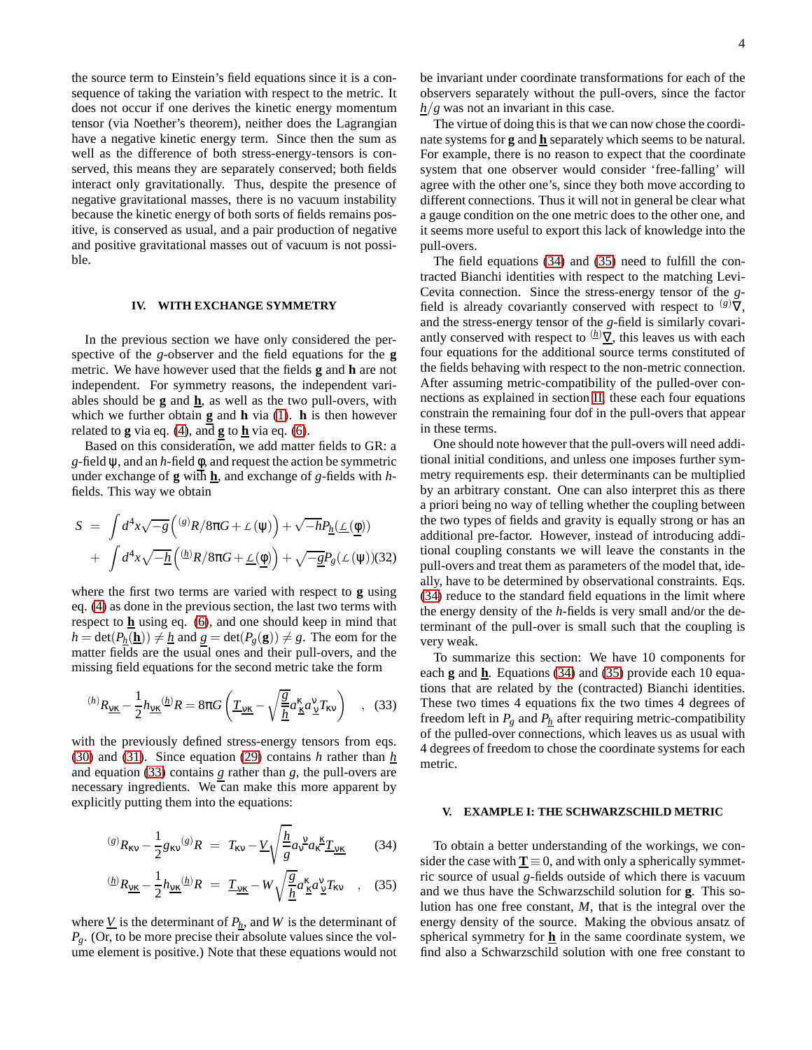the source term to Einstein's field equations since it is a consequence of taking the variation with respect to the metric. It does not occur if one derives the kinetic energy momentum tensor (via Noether's theorem), neither does the Lagrangian have a negative kinetic energy term. Since then the sum as well as the difference of both stress-energy-tensors is conserved, this means they are separately conserved; both fields interact only gravitationally. Thus, despite the presence of negative gravitational masses, there is no vacuum instability because the kinetic energy of both sorts of fields remains positive, is conserved as usual, and a pair production of negative and positive gravitational masses out of vacuum is not possible.

## IV. WITH EXCHANGE SYMMETRY

In the previous section we have only considered the perspective of the $g$-observer and the field equations for the $\mathbf{g}$ metric. We have however used that the fields $\mathbf{g}$ and $\mathbf{h}$ are not independent. For symmetry reasons, the independent variables should be $\mathbf{g}$ and $\underline{\mathbf{h}}$, as well as the two pull-overs, with which we further obtain $\underline{\mathbf{g}}$ and $\mathbf{h}$ via (1). $\mathbf{h}$ is then however related to $\mathbf{g}$ via eq. (4), and $\underline{\mathbf{g}}$ to $\underline{\mathbf{h}}$ via eq. (6).

Based on this consideration, we add matter fields to GR: a $g$-field $\psi$, and an $h$-field $\underline{\phi}$, and request the action be symmetric under exchange of $\mathbf{g}$ with $\underline{\mathbf{h}}$, and exchange of $g$-fields with $h$-fields. This way we obtain

$$
\begin{aligned}
S &= \int d^4x\sqrt{-g}\left({}^{(g)}R/8\pi G + \mathcal{L}(\psi)\right) + \sqrt{-h}P_{\underline{h}}(\underline{\mathcal{L}}(\underline{\phi})) \\
&+ \int d^4x\sqrt{-\underline{h}}\left({}^{(\underline{h})}R/8\pi G + \underline{\mathcal{L}}(\underline{\phi})\right) + \sqrt{-\underline{g}}P_g(\mathcal{L}(\psi)) \quad (32)
\end{aligned}
$$

where the first two terms are varied with respect to $\mathbf{g}$ using eq. (4) as done in the previous section, the last two terms with respect to $\underline{\mathbf{h}}$ using eq. (6), and one should keep in mind that $h = \det(P_{\underline{h}}(\underline{\mathbf{h}})) \neq \underline{h}$ and $\underline{g} = \det(P_g(\mathbf{g})) \neq g$. The eom for the matter fields are the usual ones and their pull-overs, and the missing field equations for the second metric take the form

$$
{}^{(h)}R_{\underline{\nu\kappa}} - \frac{1}{2}h_{\underline{\nu\kappa}}{}^{(\underline{h})}R = 8\pi G\left(\underline{T}_{\underline{\nu\kappa}} - \sqrt{\frac{g}{\underline{h}}}a^{\kappa}_{\underline{\kappa}}a^{\nu}_{\underline{\nu}}T_{\kappa\nu}\right) \quad , \quad (33)
$$

with the previously defined stress-energy tensors from eqs. (30) and (31). Since equation (29) contains $h$ rather than $\underline{h}$ and equation (33) contains $\underline{g}$ rather than $g$, the pull-overs are necessary ingredients. We can make this more apparent by explicitly putting them into the equations:

$$
{}^{(g)}R_{\kappa\nu} - \frac{1}{2}g_{\kappa\nu}{}^{(g)}R = T_{\kappa\nu} - \underline{V}\sqrt{\frac{\underline{h}}{g}}a_{\nu}^{\underline{\nu}}a_{\kappa}^{\underline{\kappa}}\underline{T}_{\underline{\nu\kappa}} \quad (34)
$$

$$
{}^{(\underline{h})}R_{\underline{\nu\kappa}} - \frac{1}{2}h_{\underline{\nu\kappa}}{}^{(\underline{h})}R = \underline{T}_{\underline{\nu\kappa}} - W\sqrt{\frac{g}{\underline{h}}}a^{\kappa}_{\underline{\kappa}}a^{\nu}_{\underline{\nu}}T_{\kappa\nu} \quad , \quad (35)
$$

where $\underline{V}$ is the determinant of $P_{\underline{h}}$, and $W$ is the determinant of $P_g$. (Or, to be more precise their absolute values since the volume element is positive.) Note that these equations would not be invariant under coordinate transformations for each of the observers separately without the pull-overs, since the factor $\underline{h}/g$ was not an invariant in this case.

The virtue of doing this is that we can now chose the coordinate systems for $\mathbf{g}$ and $\underline{\mathbf{h}}$ separately which seems to be natural. For example, there is no reason to expect that the coordinate system that one observer would consider 'free-falling' will agree with the other one's, since they both move according to different connections. Thus it will not in general be clear what a gauge condition on the one metric does to the other one, and it seems more useful to export this lack of knowledge into the pull-overs.

The field equations (34) and (35) need to fulfill the contracted Bianchi identities with respect to the matching Levi-Cevita connection. Since the stress-energy tensor of the $g$-field is already covariantly conserved with respect to ${}^{(g)}\nabla$, and the stress-energy tensor of the $g$-field is similarly covariantly conserved with respect to ${}^{(\underline{h})}\underline{\nabla}$, this leaves us with each four equations for the additional source terms constituted of the fields behaving with respect to the non-metric connection. After assuming metric-compatibility of the pulled-over connections as explained in section II, these each four equations constrain the remaining four dof in the pull-overs that appear in these terms.

One should note however that the pull-overs will need additional initial conditions, and unless one imposes further symmetry requirements esp. their determinants can be multiplied by an arbitrary constant. One can also interpret this as there a priori being no way of telling whether the coupling between the two types of fields and gravity is equally strong or has an additional pre-factor. However, instead of introducing additional coupling constants we will leave the constants in the pull-overs and treat them as parameters of the model that, ideally, have to be determined by observational constraints. Eqs. (34) reduce to the standard field equations in the limit where the energy density of the $h$-fields is very small and/or the determinant of the pull-over is small such that the coupling is very weak.

To summarize this section: We have 10 components for each $\mathbf{g}$ and $\underline{\mathbf{h}}$. Equations (34) and (35) provide each 10 equations that are related by the (contracted) Bianchi identities. These two times 4 equations fix the two times 4 degrees of freedom left in $P_g$ and $P_{\underline{h}}$ after requiring metric-compatibility of the pulled-over connections, which leaves us as usual with 4 degrees of freedom to chose the coordinate systems for each metric.

## V. EXAMPLE I: THE SCHWARZSCHILD METRIC

To obtain a better understanding of the workings, we consider the case with $\underline{\mathbf{T}} \equiv 0$, and with only a spherically symmetric source of usual $g$-fields outside of which there is vacuum and we thus have the Schwarzschild solution for $\mathbf{g}$. This solution has one free constant, $M$, that is the integral over the energy density of the source. Making the obvious ansatz of spherical symmetry for $\underline{\mathbf{h}}$ in the same coordinate system, we find also a Schwarzschild solution with one free constant to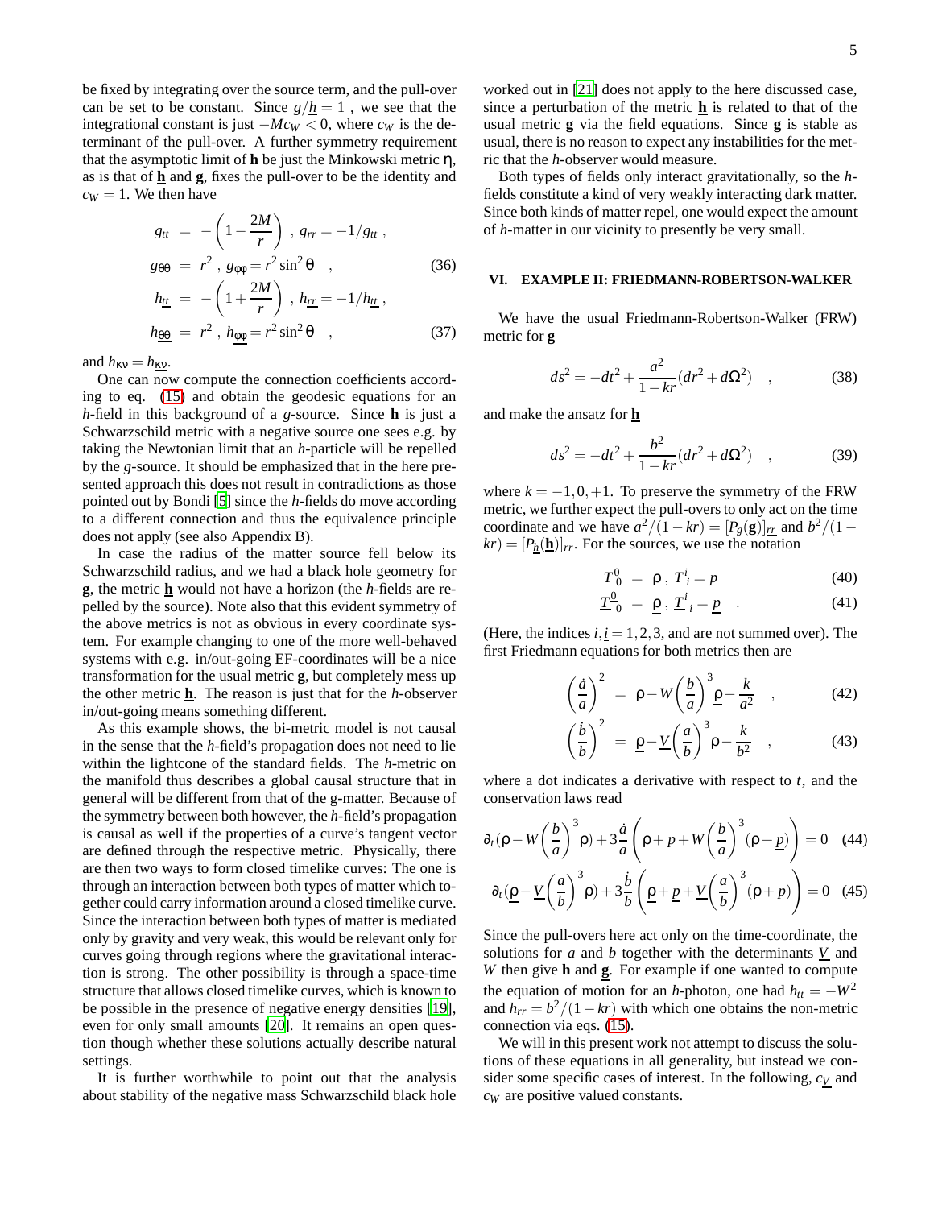be fixed by integrating over the source term, and the pull-over can be set to be constant. Since $g/\underline{h} = 1$ , we see that the integrational constant is just $-Mc_W < 0$, where $c_W$ is the determinant of the pull-over. A further symmetry requirement that the asymptotic limit of $\mathbf{h}$ be just the Minkowski metric $\eta$, as is that of $\underline{\mathbf{h}}$ and $\mathbf{g}$, fixes the pull-over to be the identity and $c_W = 1$. We then have

$$
\begin{aligned}
g_{tt} &= -\left(1-\frac{2M}{r}\right) \; , \; g_{rr} = -1/g_{tt} \; , \\
g_{\theta\theta} &= r^2 \; , \; g_{\varphi\varphi} = r^2 \sin^2\theta \quad , \qquad (36)\\
h_{\underline{tt}} &= -\left(1+\frac{2M}{r}\right) \; , \; h_{\underline{rr}} = -1/h_{\underline{tt}} \; , \\
h_{\underline{\theta\theta}} &= r^2 \; , \; h_{\underline{\varphi\varphi}} = r^2 \sin^2\theta \quad , \qquad (37)
\end{aligned}
$$

and $h_{\kappa\nu} = h_{\underline{\kappa\nu}}$.

One can now compute the connection coefficients according to eq. (15) and obtain the geodesic equations for an $h$-field in this background of a $g$-source. Since $\mathbf{h}$ is just a Schwarzschild metric with a negative source one sees e.g. by taking the Newtonian limit that an $h$-particle will be repelled by the $g$-source. It should be emphasized that in the here presented approach this does not result in contradictions as those pointed out by Bondi [5] since the $h$-fields do move according to a different connection and thus the equivalence principle does not apply (see also Appendix B).

In case the radius of the matter source fell below its Schwarzschild radius, and we had a black hole geometry for $\mathbf{g}$, the metric $\underline{\mathbf{h}}$ would not have a horizon (the $h$-fields are repelled by the source). Note also that this evident symmetry of the above metrics is not as obvious in every coordinate system. For example changing to one of the more well-behaved systems with e.g. in/out-going EF-coordinates will be a nice transformation for the usual metric $\mathbf{g}$, but completely mess up the other metric $\underline{\mathbf{h}}$. The reason is just that for the $h$-observer in/out-going means something different.

As this example shows, the bi-metric model is not causal in the sense that the $h$-field's propagation does not need to lie within the lightcone of the standard fields. The $h$-metric on the manifold thus describes a global causal structure that in general will be different from that of the g-matter. Because of the symmetry between both however, the $h$-field's propagation is causal as well if the properties of a curve's tangent vector are defined through the respective metric. Physically, there are then two ways to form closed timelike curves: The one is through an interaction between both types of matter which together could carry information around a closed timelike curve. Since the interaction between both types of matter is mediated only by gravity and very weak, this would be relevant only for curves going through regions where the gravitational interaction is strong. The other possibility is through a space-time structure that allows closed timelike curves, which is known to be possible in the presence of negative energy densities [19], even for only small amounts [20]. It remains an open question though whether these solutions actually describe natural settings.

It is further worthwhile to point out that the analysis about stability of the negative mass Schwarzschild black hole worked out in [21] does not apply to the here discussed case, since a perturbation of the metric $\underline{\mathbf{h}}$ is related to that of the usual metric $\mathbf{g}$ via the field equations. Since $\mathbf{g}$ is stable as usual, there is no reason to expect any instabilities for the metric that the $h$-observer would measure.

Both types of fields only interact gravitationally, so the $h$-fields constitute a kind of very weakly interacting dark matter. Since both kinds of matter repel, one would expect the amount of $h$-matter in our vicinity to presently be very small.

## VI. EXAMPLE II: FRIEDMANN-ROBERTSON-WALKER

We have the usual Friedmann-Robertson-Walker (FRW) metric for $\mathbf{g}$

$$
ds^2 = -dt^2 + \frac{a^2}{1-kr}(dr^2 + d\Omega^2) \quad , \qquad (38)
$$

and make the ansatz for $\underline{\mathbf{h}}$

$$
ds^2 = -dt^2 + \frac{b^2}{1-kr}(dr^2 + d\Omega^2) \quad , \qquad (39)
$$

where $k = -1, 0, +1$. To preserve the symmetry of the FRW metric, we further expect the pull-overs to only act on the time coordinate and we have $a^2/(1-kr) = [P_g(\mathbf{g})]_{\underline{rr}}$ and $b^2/(1-kr) = [P_{\underline{h}}(\underline{\mathbf{h}})]_{rr}$. For the sources, we use the notation

$$
T^0_{\ 0} \; = \; \rho \; , \; T^i_{\ i} = p \qquad (40)
$$

$$
\underline{T}^{\underline{0}}_{\ \underline{0}} \; = \; \underline{\rho} \; , \; \underline{T}^{\underline{i}}_{\ \underline{i}} = \underline{p} \quad . \qquad (41)
$$

(Here, the indices $i, \underline{i} = 1,2,3$, and are not summed over). The first Friedmann equations for both metrics then are

$$
\left(\frac{\dot{a}}{a}\right)^2 \; = \; \rho - W\left(\frac{b}{a}\right)^3 \underline{\rho} - \frac{k}{a^2} \quad , \qquad (42)
$$

$$
\left(\frac{\dot{b}}{b}\right)^2 \; = \; \underline{\rho} - \underline{V}\left(\frac{a}{b}\right)^3 \rho - \frac{k}{b^2} \quad , \qquad (43)
$$

where a dot indicates a derivative with respect to $t$, and the conservation laws read

$$
\partial_t\left(\rho - W\left(\frac{b}{a}\right)^3 \underline{\rho}\right) + 3\frac{\dot{a}}{a}\left(\rho + p + W\left(\frac{b}{a}\right)^3 (\underline{\rho} + \underline{p})\right) = 0 \quad (44)
$$

$$
\partial_t\left(\underline{\rho} - \underline{V}\left(\frac{a}{b}\right)^3 \rho\right) + 3\frac{\dot{b}}{b}\left(\underline{\rho} + \underline{p} + \underline{V}\left(\frac{a}{b}\right)^3 (\rho + p)\right) = 0 \quad (45)
$$

Since the pull-overs here act only on the time-coordinate, the solutions for $a$ and $b$ together with the determinants $\underline{V}$ and $W$ then give $\mathbf{h}$ and $\underline{\mathbf{g}}$. For example if one wanted to compute the equation of motion for an $h$-photon, one had $h_{tt} = -W^2$ and $h_{rr} = b^2/(1-kr)$ with which one obtains the non-metric connection via eqs. (15).

We will in this present work not attempt to discuss the solutions of these equations in all generality, but instead we consider some specific cases of interest. In the following, $c_{\underline{V}}$ and $c_W$ are positive valued constants.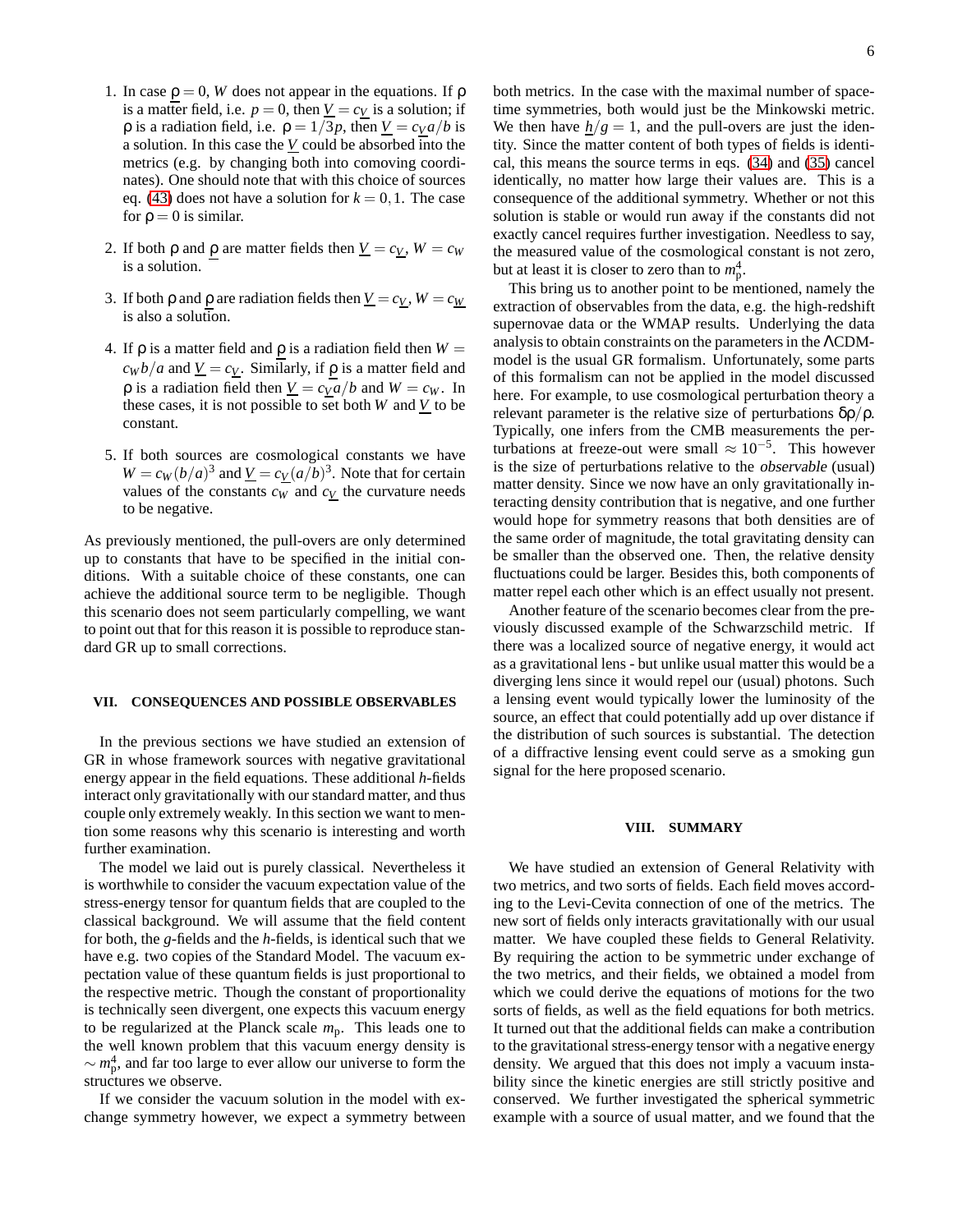1. In case $\underline{\rho} = 0$, $W$ does not appear in the equations. If $\rho$ is a matter field, i.e. $p = 0$, then $\underline{V} = c_{\underline{V}}$ is a solution; if $\rho$ is a radiation field, i.e. $\rho = 1/3p$, then $\underline{V} = c_{\underline{V}} a/b$ is a solution. In this case the $\underline{V}$ could be absorbed into the metrics (e.g. by changing both into comoving coordinates). One should note that with this choice of sources eq. (43) does not have a solution for $k = 0, 1$. The case for $\rho = 0$ is similar.

2. If both $\rho$ and $\underline{\rho}$ are matter fields then $\underline{V} = c_{\underline{V}}$, $W = c_W$ is a solution.

3. If both $\rho$ and $\underline{\rho}$ are radiation fields then $\underline{V} = c_{\underline{V}}$, $W = c_{\underline{W}}$ is also a solution.

4. If $\rho$ is a matter field and $\underline{\rho}$ is a radiation field then $W = c_W b/a$ and $\underline{V} = c_{\underline{V}}$. Similarly, if $\underline{\rho}$ is a matter field and $\rho$ is a radiation field then $\underline{V} = c_{\underline{V}} a/b$ and $W = c_W$. In these cases, it is not possible to set both $W$ and $\underline{V}$ to be constant.

5. If both sources are cosmological constants we have $W = c_W (b/a)^3$ and $\underline{V} = c_{\underline{V}} (a/b)^3$. Note that for certain values of the constants $c_W$ and $c_{\underline{V}}$ the curvature needs to be negative.

As previously mentioned, the pull-overs are only determined up to constants that have to be specified in the initial conditions. With a suitable choice of these constants, one can achieve the additional source term to be negligible. Though this scenario does not seem particularly compelling, we want to point out that for this reason it is possible to reproduce standard GR up to small corrections.

## VII. CONSEQUENCES AND POSSIBLE OBSERVABLES

In the previous sections we have studied an extension of GR in whose framework sources with negative gravitational energy appear in the field equations. These additional $h$-fields interact only gravitationally with our standard matter, and thus couple only extremely weakly. In this section we want to mention some reasons why this scenario is interesting and worth further examination.

The model we laid out is purely classical. Nevertheless it is worthwhile to consider the vacuum expectation value of the stress-energy tensor for quantum fields that are coupled to the classical background. We will assume that the field content for both, the $g$-fields and the $h$-fields, is identical such that we have e.g. two copies of the Standard Model. The vacuum expectation value of these quantum fields is just proportional to the respective metric. Though the constant of proportionality is technically seen divergent, one expects this vacuum energy to be regularized at the Planck scale $m_{\rm p}$. This leads one to the well known problem that this vacuum energy density is $\sim m_{\rm p}^4$, and far too large to ever allow our universe to form the structures we observe.

If we consider the vacuum solution in the model with exchange symmetry however, we expect a symmetry between both metrics. In the case with the maximal number of space-time symmetries, both would just be the Minkowski metric. We then have $\underline{h}/g = 1$, and the pull-overs are just the identity. Since the matter content of both types of fields is identical, this means the source terms in eqs. (34) and (35) cancel identically, no matter how large their values are. This is a consequence of the additional symmetry. Whether or not this solution is stable or would run away if the constants did not exactly cancel requires further investigation. Needless to say, the measured value of the cosmological constant is not zero, but at least it is closer to zero than to $m_{\rm p}^4$.

This bring us to another point to be mentioned, namely the extraction of observables from the data, e.g. the high-redshift supernovae data or the WMAP results. Underlying the data analysis to obtain constraints on the parameters in the ΛCDM-model is the usual GR formalism. Unfortunately, some parts of this formalism can not be applied in the model discussed here. For example, to use cosmological perturbation theory a relevant parameter is the relative size of perturbations $\delta\rho/\rho$. Typically, one infers from the CMB measurements the perturbations at freeze-out were small $\approx 10^{-5}$. This however is the size of perturbations relative to the *observable* (usual) matter density. Since we now have an only gravitationally interacting density contribution that is negative, and one further would hope for symmetry reasons that both densities are of the same order of magnitude, the total gravitating density can be smaller than the observed one. Then, the relative density fluctuations could be larger. Besides this, both components of matter repel each other which is an effect usually not present.

Another feature of the scenario becomes clear from the previously discussed example of the Schwarzschild metric. If there was a localized source of negative energy, it would act as a gravitational lens - but unlike usual matter this would be a diverging lens since it would repel our (usual) photons. Such a lensing event would typically lower the luminosity of the source, an effect that could potentially add up over distance if the distribution of such sources is substantial. The detection of a diffractive lensing event could serve as a smoking gun signal for the here proposed scenario.

## VIII. SUMMARY

We have studied an extension of General Relativity with two metrics, and two sorts of fields. Each field moves according to the Levi-Cevita connection of one of the metrics. The new sort of fields only interacts gravitationally with our usual matter. We have coupled these fields to General Relativity. By requiring the action to be symmetric under exchange of the two metrics, and their fields, we obtained a model from which we could derive the equations of motions for the two sorts of fields, as well as the field equations for both metrics. It turned out that the additional fields can make a contribution to the gravitational stress-energy tensor with a negative energy density. We argued that this does not imply a vacuum instability since the kinetic energies are still strictly positive and conserved. We further investigated the spherical symmetric example with a source of usual matter, and we found that the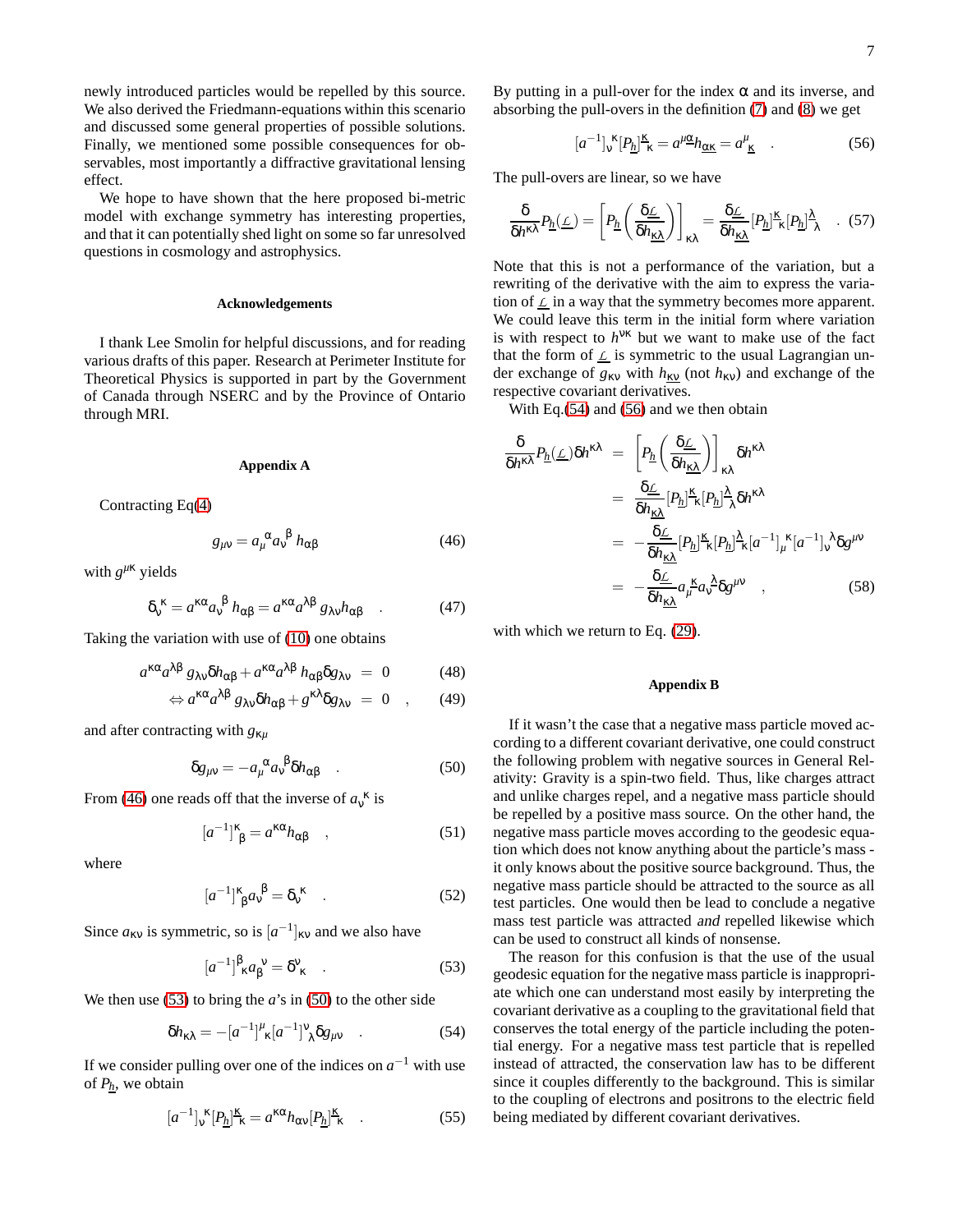newly introduced particles would be repelled by this source. We also derived the Friedmann-equations within this scenario and discussed some general properties of possible solutions. Finally, we mentioned some possible consequences for observables, most importantly a diffractive gravitational lensing effect.

We hope to have shown that the here proposed bi-metric model with exchange symmetry has interesting properties, and that it can potentially shed light on some so far unresolved questions in cosmology and astrophysics.

### Acknowledgements

I thank Lee Smolin for helpful discussions, and for reading various drafts of this paper. Research at Perimeter Institute for Theoretical Physics is supported in part by the Government of Canada through NSERC and by the Province of Ontario through MRI.

### Appendix A

Contracting Eq(4)

$$g_{\mu\nu} = a_\mu^{\ \alpha} a_\nu^{\ \beta}\, h_{\alpha\beta} \tag{46}$$

with $g^{\mu\kappa}$ yields

$$\delta_\nu^{\ \kappa} = a^{\kappa\alpha} a_\nu^{\ \beta}\, h_{\alpha\beta} = a^{\kappa\alpha} a^{\lambda\beta}\, g_{\lambda\nu} h_{\alpha\beta} \quad . \tag{47}$$

Taking the variation with use of (10) one obtains

$$a^{\kappa\alpha} a^{\lambda\beta}\, g_{\lambda\nu}\delta h_{\alpha\beta} + a^{\kappa\alpha} a^{\lambda\beta}\, h_{\alpha\beta}\delta g_{\lambda\nu} = 0 \tag{48}$$

$$\Leftrightarrow a^{\kappa\alpha} a^{\lambda\beta}\, g_{\lambda\nu}\delta h_{\alpha\beta} + g^{\kappa\lambda}\delta g_{\lambda\nu} = 0 \quad , \tag{49}$$

and after contracting with $g_{\kappa\mu}$

$$\delta g_{\mu\nu} = -a_\mu^{\ \alpha} a_\nu^{\ \beta}\delta h_{\alpha\beta} \quad . \tag{50}$$

From (46) one reads off that the inverse of $a_\nu^{\ \kappa}$ is

$$[a^{-1}]^\kappa_{\ \beta} = a^{\kappa\alpha} h_{\alpha\beta} \quad , \tag{51}$$

where

$$[a^{-1}]^\kappa_{\ \beta} a_\nu^{\ \beta} = \delta_\nu^{\ \kappa} \quad . \tag{52}$$

Since $a_{\kappa\nu}$ is symmetric, so is $[a^{-1}]_{\kappa\nu}$ and we also have

$$[a^{-1}]^\beta_{\ \kappa} a_\beta^{\ \nu} = \delta^\nu_{\ \kappa} \quad . \tag{53}$$

We then use (53) to bring the $a$'s in (50) to the other side

$$\delta h_{\kappa\lambda} = -[a^{-1}]^\mu_{\ \kappa}[a^{-1}]^\nu_{\ \lambda}\delta g_{\mu\nu} \quad . \tag{54}$$

If we consider pulling over one of the indices on $a^{-1}$ with use of $P_{\underline{h}}$, we obtain

$$[a^{-1}]_\nu^{\ \kappa}[P_{\underline{h}}]^{\underline{\kappa}}_{\ \kappa} = a^{\kappa\alpha} h_{\alpha\nu}[P_{\underline{h}}]^{\underline{\kappa}}_{\ \kappa} \quad . \tag{55}$$

By putting in a pull-over for the index $\alpha$ and its inverse, and absorbing the pull-overs in the definition (7) and (8) we get

$$[a^{-1}]_\nu^{\ \kappa}[P_{\underline{h}}]^{\underline{\kappa}}_{\ \kappa} = a^{\mu\underline{\alpha}} h_{\underline{\alpha\kappa}} = a^\mu_{\ \underline{\kappa}} \quad . \tag{56}$$

The pull-overs are linear, so we have

$$\frac{\delta}{\delta h^{\kappa\lambda}} P_{\underline{h}}(\underline{\mathcal{L}}) = \left[ P_{\underline{h}}\left(\frac{\delta\underline{\mathcal{L}}}{\delta h_{\underline{\kappa\lambda}}}\right)\right]_{\kappa\lambda} = \frac{\delta\underline{\mathcal{L}}}{\delta h_{\underline{\kappa\lambda}}}[P_{\underline{h}}]^{\underline{\kappa}}_{\ \kappa}[P_{\underline{h}}]^{\underline{\lambda}}_{\ \lambda} \quad . \tag{57}$$

Note that this is not a performance of the variation, but a rewriting of the derivative with the aim to express the variation of $\underline{\mathcal{L}}$ in a way that the symmetry becomes more apparent. We could leave this term in the initial form where variation is with respect to $h^{\nu\kappa}$ but we want to make use of the fact that the form of $\underline{\mathcal{L}}$ is symmetric to the usual Lagrangian under exchange of $g_{\kappa\nu}$ with $h_{\underline{\kappa\nu}}$ (not $h_{\kappa\nu}$) and exchange of the respective covariant derivatives.

With Eq.(54) and (56) and we then obtain

$$\begin{aligned}
\frac{\delta}{\delta h^{\kappa\lambda}} P_{\underline{h}}(\underline{\mathcal{L}})\delta h^{\kappa\lambda} &= \left[ P_{\underline{h}}\left(\frac{\delta\underline{\mathcal{L}}}{\delta h_{\underline{\kappa\lambda}}}\right)\right]_{\kappa\lambda}\delta h^{\kappa\lambda} \\
&= \frac{\delta\underline{\mathcal{L}}}{\delta h_{\underline{\kappa\lambda}}}[P_{\underline{h}}]^{\underline{\kappa}}_{\ \kappa}[P_{\underline{h}}]^{\underline{\lambda}}_{\ \lambda}\delta h^{\kappa\lambda} \\
&= -\frac{\delta\underline{\mathcal{L}}}{\delta h_{\underline{\kappa\lambda}}}[P_{\underline{h}}]^{\underline{\kappa}}_{\ \kappa}[P_{\underline{h}}]^{\underline{\lambda}}_{\ \kappa}[a^{-1}]_\mu^{\ \kappa}[a^{-1}]_\nu^{\ \lambda}\delta g^{\mu\nu} \\
&= -\frac{\delta\underline{\mathcal{L}}}{\delta h_{\underline{\kappa\lambda}}} a_\mu^{\ \underline{\kappa}} a_\nu^{\ \underline{\lambda}}\delta g^{\mu\nu} \quad ,
\end{aligned} \tag{58}$$

with which we return to Eq. (29).

### Appendix B

If it wasn't the case that a negative mass particle moved according to a different covariant derivative, one could construct the following problem with negative sources in General Relativity: Gravity is a spin-two field. Thus, like charges attract and unlike charges repel, and a negative mass particle should be repelled by a positive mass source. On the other hand, the negative mass particle moves according to the geodesic equation which does not know anything about the particle's mass - it only knows about the positive source background. Thus, the negative mass particle should be attracted to the source as all test particles. One would then be lead to conclude a negative mass test particle was attracted *and* repelled likewise which can be used to construct all kinds of nonsense.

The reason for this confusion is that the use of the usual geodesic equation for the negative mass particle is inappropriate which one can understand most easily by interpreting the covariant derivative as a coupling to the gravitational field that conserves the total energy of the particle including the potential energy. For a negative mass test particle that is repelled instead of attracted, the conservation law has to be different since it couples differently to the background. This is similar to the coupling of electrons and positrons to the electric field being mediated by different covariant derivatives.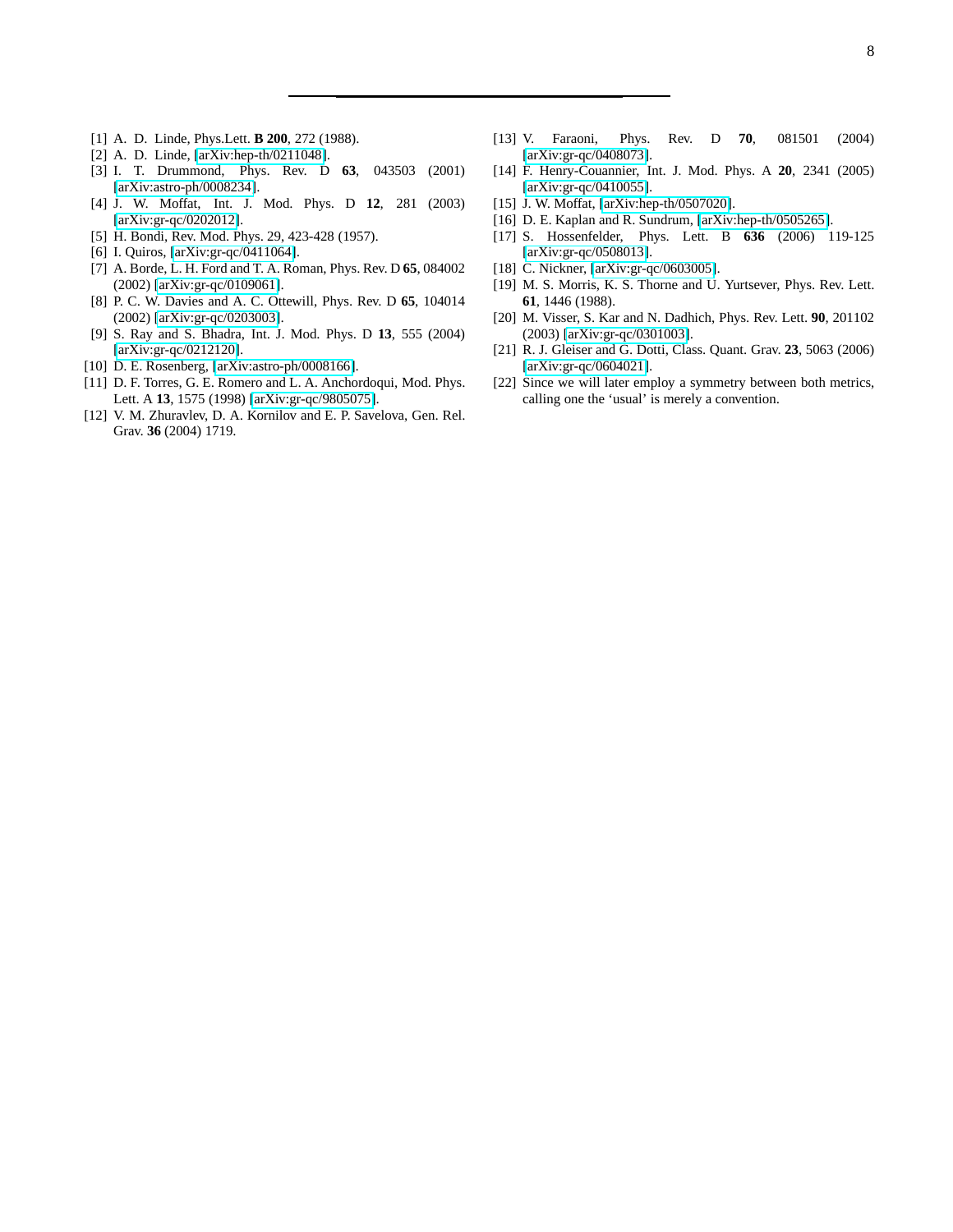[1] A. D. Linde, Phys.Lett. **B 200**, 272 (1988).

[2] A. D. Linde, [arXiv:hep-th/0211048].

[3] I. T. Drummond, Phys. Rev. D **63**, 043503 (2001) [arXiv:astro-ph/0008234].

[4] J. W. Moffat, Int. J. Mod. Phys. D **12**, 281 (2003) [arXiv:gr-qc/0202012].

[5] H. Bondi, Rev. Mod. Phys. 29, 423-428 (1957).

[6] I. Quiros, [arXiv:gr-qc/0411064].

[7] A. Borde, L. H. Ford and T. A. Roman, Phys. Rev. D **65**, 084002 (2002) [arXiv:gr-qc/0109061].

[8] P. C. W. Davies and A. C. Ottewill, Phys. Rev. D **65**, 104014 (2002) [arXiv:gr-qc/0203003].

[9] S. Ray and S. Bhadra, Int. J. Mod. Phys. D **13**, 555 (2004) [arXiv:gr-qc/0212120].

[10] D. E. Rosenberg, [arXiv:astro-ph/0008166].

[11] D. F. Torres, G. E. Romero and L. A. Anchordoqui, Mod. Phys. Lett. A **13**, 1575 (1998) [arXiv:gr-qc/9805075].

[12] V. M. Zhuravlev, D. A. Kornilov and E. P. Savelova, Gen. Rel. Grav. **36** (2004) 1719.

[13] V. Faraoni, Phys. Rev. D **70**, 081501 (2004) [arXiv:gr-qc/0408073].

[14] F. Henry-Couannier, Int. J. Mod. Phys. A **20**, 2341 (2005) [arXiv:gr-qc/0410055].

[15] J. W. Moffat, [arXiv:hep-th/0507020].

[16] D. E. Kaplan and R. Sundrum, [arXiv:hep-th/0505265].

[17] S. Hossenfelder, Phys. Lett. B **636** (2006) 119-125 [arXiv:gr-qc/0508013].

[18] C. Nickner, [arXiv:gr-qc/0603005].

[19] M. S. Morris, K. S. Thorne and U. Yurtsever, Phys. Rev. Lett. **61**, 1446 (1988).

[20] M. Visser, S. Kar and N. Dadhich, Phys. Rev. Lett. **90**, 201102 (2003) [arXiv:gr-qc/0301003].

[21] R. J. Gleiser and G. Dotti, Class. Quant. Grav. **23**, 5063 (2006) [arXiv:gr-qc/0604021].

[22] Since we will later employ a symmetry between both metrics, calling one the ‘usual’ is merely a convention.